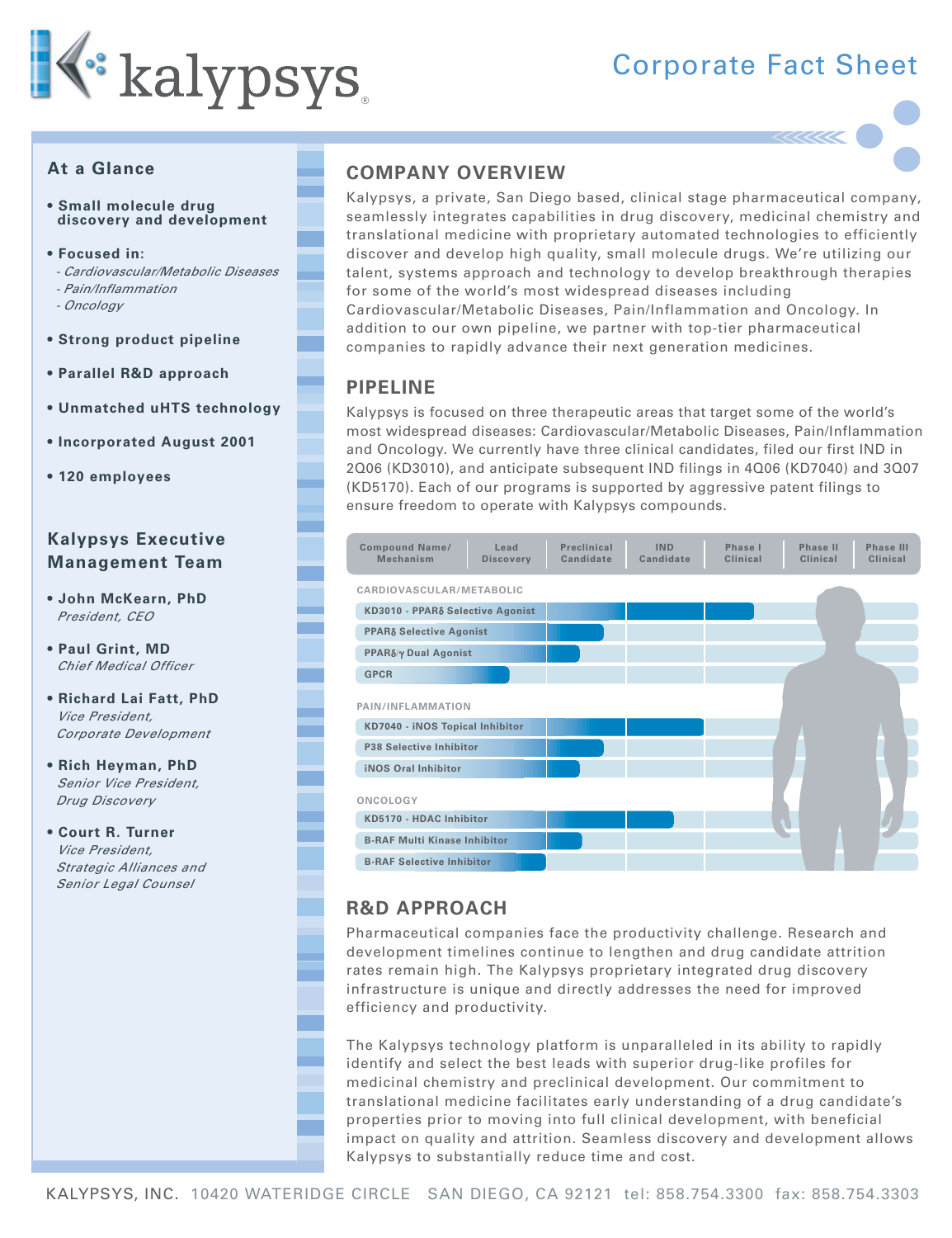# kalypsys

## Corporate Fact Sheet

### At a Glance

- **Small molecule drug discovery and development**
- **Focused in:**
  - *- Cardiovascular/Metabolic Diseases*
  - *- Pain/Inflammation*
  - *- Oncology*
- **Strong product pipeline**
- **Parallel R&D approach**
- **Unmatched uHTS technology**
- **Incorporated August 2001**
- **120 employees**

### Kalypsys Executive Management Team

- **John McKearn, PhD**
  *President, CEO*
- **Paul Grint, MD**
  *Chief Medical Officer*
- **Richard Lai Fatt, PhD**
  *Vice President, Corporate Development*
- **Rich Heyman, PhD**
  *Senior Vice President, Drug Discovery*
- **Court R. Turner**
  *Vice President, Strategic Alliances and Senior Legal Counsel*

## COMPANY OVERVIEW

Kalypsys, a private, San Diego based, clinical stage pharmaceutical company, seamlessly integrates capabilities in drug discovery, medicinal chemistry and translational medicine with proprietary automated technologies to efficiently discover and develop high quality, small molecule drugs. We're utilizing our talent, systems approach and technology to develop breakthrough therapies for some of the world's most widespread diseases including Cardiovascular/Metabolic Diseases, Pain/Inflammation and Oncology. In addition to our own pipeline, we partner with top-tier pharmaceutical companies to rapidly advance their next generation medicines.

## PIPELINE

Kalypsys is focused on three therapeutic areas that target some of the world's most widespread diseases: Cardiovascular/Metabolic Diseases, Pain/Inflammation and Oncology. We currently have three clinical candidates, filed our first IND in 2Q06 (KD3010), and anticipate subsequent IND filings in 4Q06 (KD7040) and 3Q07 (KD5170). Each of our programs is supported by aggressive patent filings to ensure freedom to operate with Kalypsys compounds.

| Compound Name/ Mechanism | Lead Discovery | Preclinical Candidate | IND Candidate | Phase I Clinical | Phase II Clinical | Phase III Clinical |
|---|---|---|---|---|---|---|
| **CARDIOVASCULAR/METABOLIC** | | | | | | |
| KD3010 - PPARδ Selective Agonist | ■ | ■ | ■ | ■ | | |
| PPARδ Selective Agonist | ■ | ■ | | | | |
| PPARδ/γ Dual Agonist | ■ | ■ | | | | |
| GPCR | ■ | | | | | |
| **PAIN/INFLAMMATION** | | | | | | |
| KD7040 - iNOS Topical Inhibitor | ■ | ■ | ■ | | | |
| P38 Selective Inhibitor | ■ | ■ | | | | |
| iNOS Oral Inhibitor | ■ | ■ | | | | |
| **ONCOLOGY** | | | | | | |
| KD5170 - HDAC Inhibitor | ■ | ■ | ■ | | | |
| B-RAF Multi Kinase Inhibitor | ■ | ■ | | | | |
| B-RAF Selective Inhibitor | ■ | | | | | |

## R&D APPROACH

Pharmaceutical companies face the productivity challenge. Research and development timelines continue to lengthen and drug candidate attrition rates remain high. The Kalypsys proprietary integrated drug discovery infrastructure is unique and directly addresses the need for improved efficiency and productivity.

The Kalypsys technology platform is unparalleled in its ability to rapidly identify and select the best leads with superior drug-like profiles for medicinal chemistry and preclinical development. Our commitment to translational medicine facilitates early understanding of a drug candidate's properties prior to moving into full clinical development, with beneficial impact on quality and attrition. Seamless discovery and development allows Kalypsys to substantially reduce time and cost.

KALYPSYS, INC. 10420 WATERIDGE CIRCLE SAN DIEGO, CA 92121 tel: 858.754.3300 fax: 858.754.3303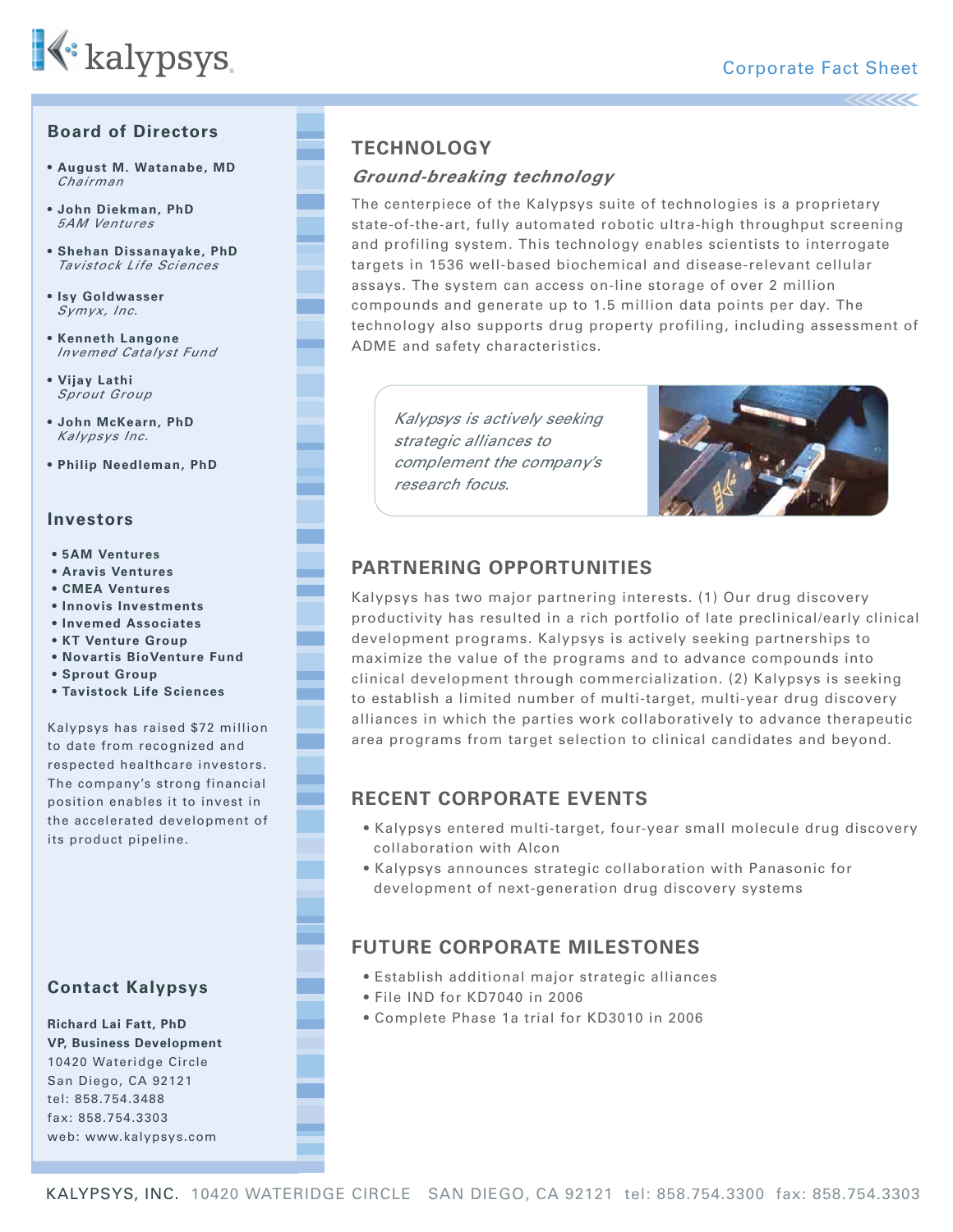# kalypsys

Corporate Fact Sheet

## Board of Directors

- **August M. Watanabe, MD**
  *Chairman*
- **John Diekman, PhD**
  *5AM Ventures*
- **Shehan Dissanayake, PhD**
  *Tavistock Life Sciences*
- **Isy Goldwasser**
  *Symyx, Inc.*
- **Kenneth Langone**
  *Invemed Catalyst Fund*
- **Vijay Lathi**
  *Sprout Group*
- **John McKearn, PhD**
  *Kalypsys Inc.*
- **Philip Needleman, PhD**

## Investors

- **5AM Ventures**
- **Aravis Ventures**
- **CMEA Ventures**
- **Innovis Investments**
- **Invemed Associates**
- **KT Venture Group**
- **Novartis BioVenture Fund**
- **Sprout Group**
- **Tavistock Life Sciences**

Kalypsys has raised $72 million to date from recognized and respected healthcare investors. The company's strong financial position enables it to invest in the accelerated development of its product pipeline.

## Contact Kalypsys

**Richard Lai Fatt, PhD**
**VP, Business Development**
10420 Wateridge Circle
San Diego, CA 92121
tel: 858.754.3488
fax: 858.754.3303
web: www.kalypsys.com

## TECHNOLOGY

### *Ground-breaking technology*

The centerpiece of the Kalypsys suite of technologies is a proprietary state-of-the-art, fully automated robotic ultra-high throughput screening and profiling system. This technology enables scientists to interrogate targets in 1536 well-based biochemical and disease-relevant cellular assays. The system can access on-line storage of over 2 million compounds and generate up to 1.5 million data points per day. The technology also supports drug property profiling, including assessment of ADME and safety characteristics.

*Kalypsys is actively seeking strategic alliances to complement the company's research focus.*

## PARTNERING OPPORTUNITIES

Kalypsys has two major partnering interests. (1) Our drug discovery productivity has resulted in a rich portfolio of late preclinical/early clinical development programs. Kalypsys is actively seeking partnerships to maximize the value of the programs and to advance compounds into clinical development through commercialization. (2) Kalypsys is seeking to establish a limited number of multi-target, multi-year drug discovery alliances in which the parties work collaboratively to advance therapeutic area programs from target selection to clinical candidates and beyond.

## RECENT CORPORATE EVENTS

- Kalypsys entered multi-target, four-year small molecule drug discovery collaboration with Alcon
- Kalypsys announces strategic collaboration with Panasonic for development of next-generation drug discovery systems

## FUTURE CORPORATE MILESTONES

- Establish additional major strategic alliances
- File IND for KD7040 in 2006
- Complete Phase 1a trial for KD3010 in 2006

KALYPSYS, INC. 10420 WATERIDGE CIRCLE SAN DIEGO, CA 92121 tel: 858.754.3300 fax: 858.754.3303